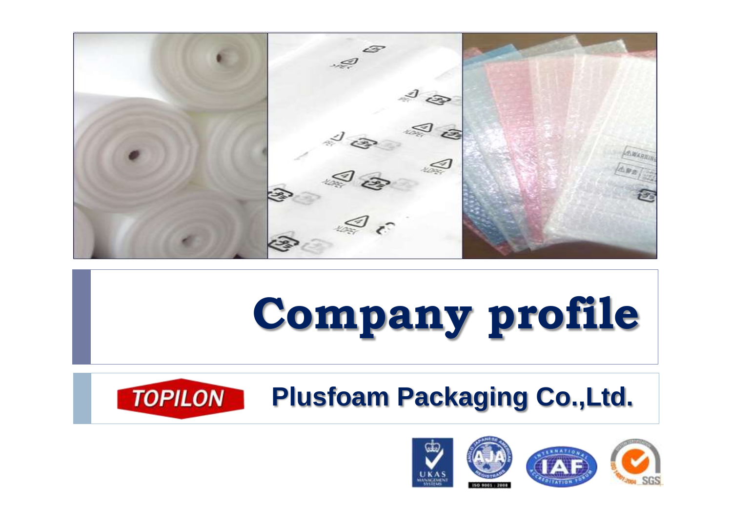# Company profile

TOPILON

## Plusfoam Packaging Co.,Ltd.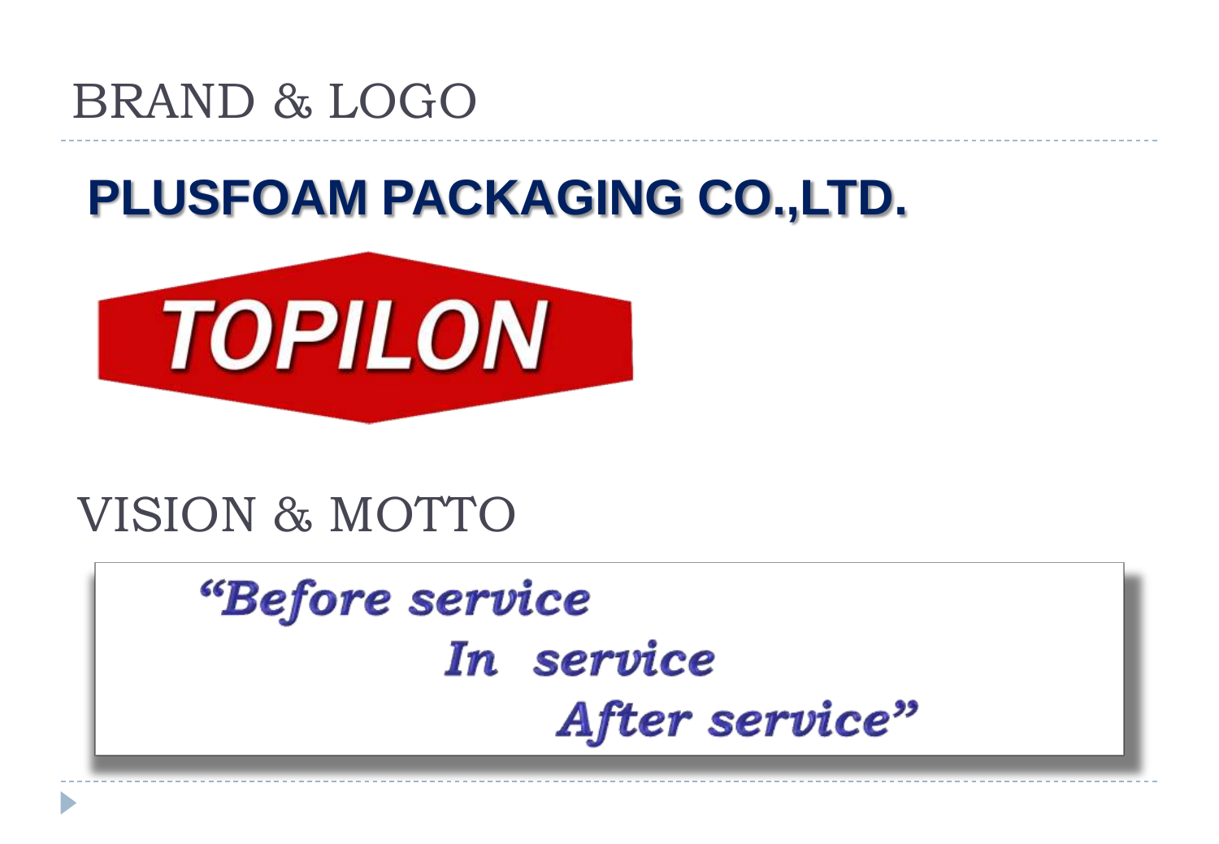# BRAND & LOGO

## PLUSFOAM PACKAGING CO.,LTD.

TOPILON

# VISION & MOTTO

*"Before service*
*In service*
*After service"*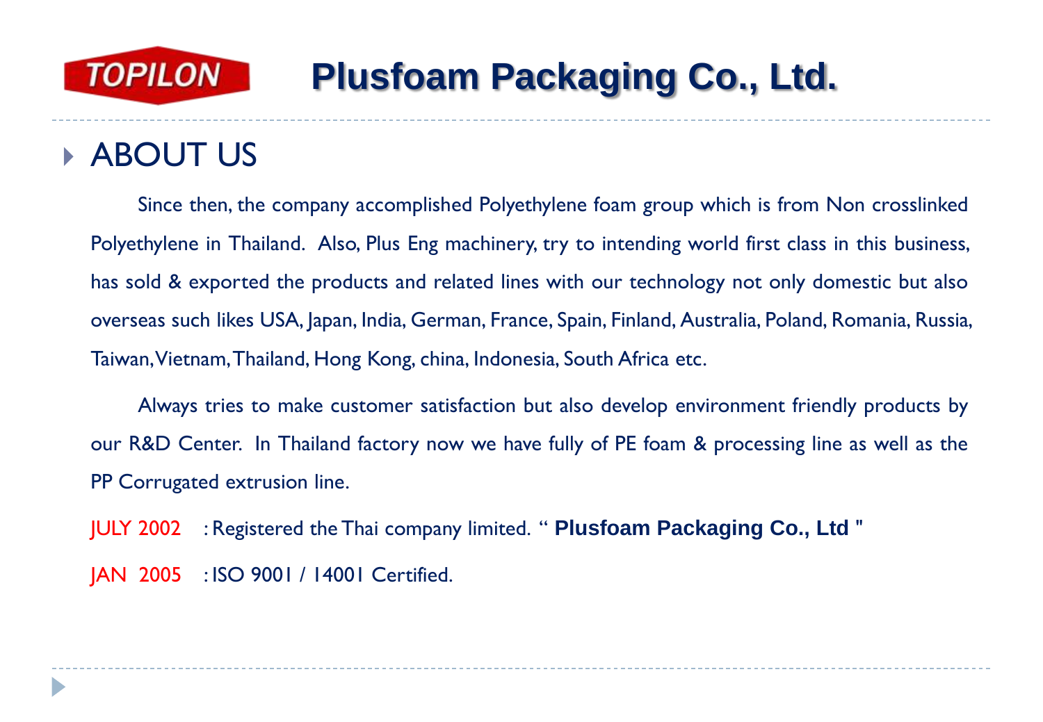# TOPILON Plusfoam Packaging Co., Ltd.

## ABOUT US

Since then, the company accomplished Polyethylene foam group which is from Non crosslinked Polyethylene in Thailand. Also, Plus Eng machinery, try to intending world first class in this business, has sold & exported the products and related lines with our technology not only domestic but also overseas such likes USA, Japan, India, German, France, Spain, Finland, Australia, Poland, Romania, Russia, Taiwan, Vietnam, Thailand, Hong Kong, china, Indonesia, South Africa etc.

Always tries to make customer satisfaction but also develop environment friendly products by our R&D Center. In Thailand factory now we have fully of PE foam & processing line as well as the PP Corrugated extrusion line.

JULY 2002 : Registered the Thai company limited. " **Plusfoam Packaging Co., Ltd** "

JAN 2005 : ISO 9001 / 14001 Certified.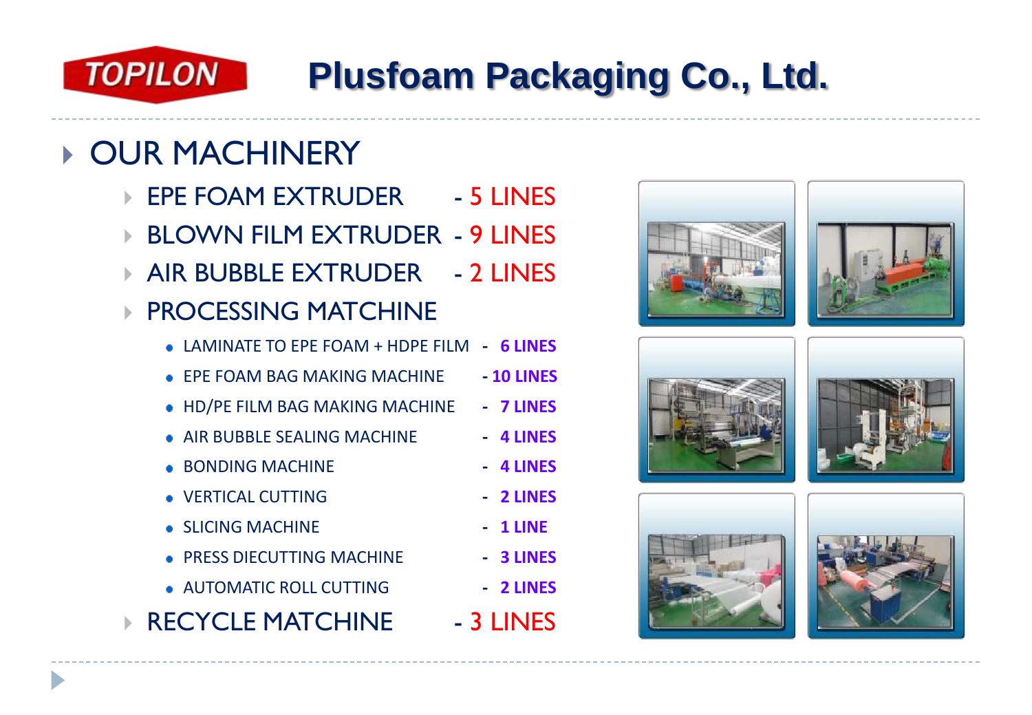# Plusfoam Packaging Co., Ltd.

## OUR MACHINERY

- EPE FOAM EXTRUDER - 5 LINES
- BLOWN FILM EXTRUDER - 9 LINES
- AIR BUBBLE EXTRUDER - 2 LINES
- PROCESSING MATCHINE
  - LAMINATE TO EPE FOAM + HDPE FILM - **6 LINES**
  - EPE FOAM BAG MAKING MACHINE - **10 LINES**
  - HD/PE FILM BAG MAKING MACHINE - **7 LINES**
  - AIR BUBBLE SEALING MACHINE - **4 LINES**
  - BONDING MACHINE - **4 LINES**
  - VERTICAL CUTTING - **2 LINES**
  - SLICING MACHINE - **1 LINE**
  - PRESS DIECUTTING MACHINE - **3 LINES**
  - AUTOMATIC ROLL CUTTING - **2 LINES**
- RECYCLE MATCHINE - 3 LINES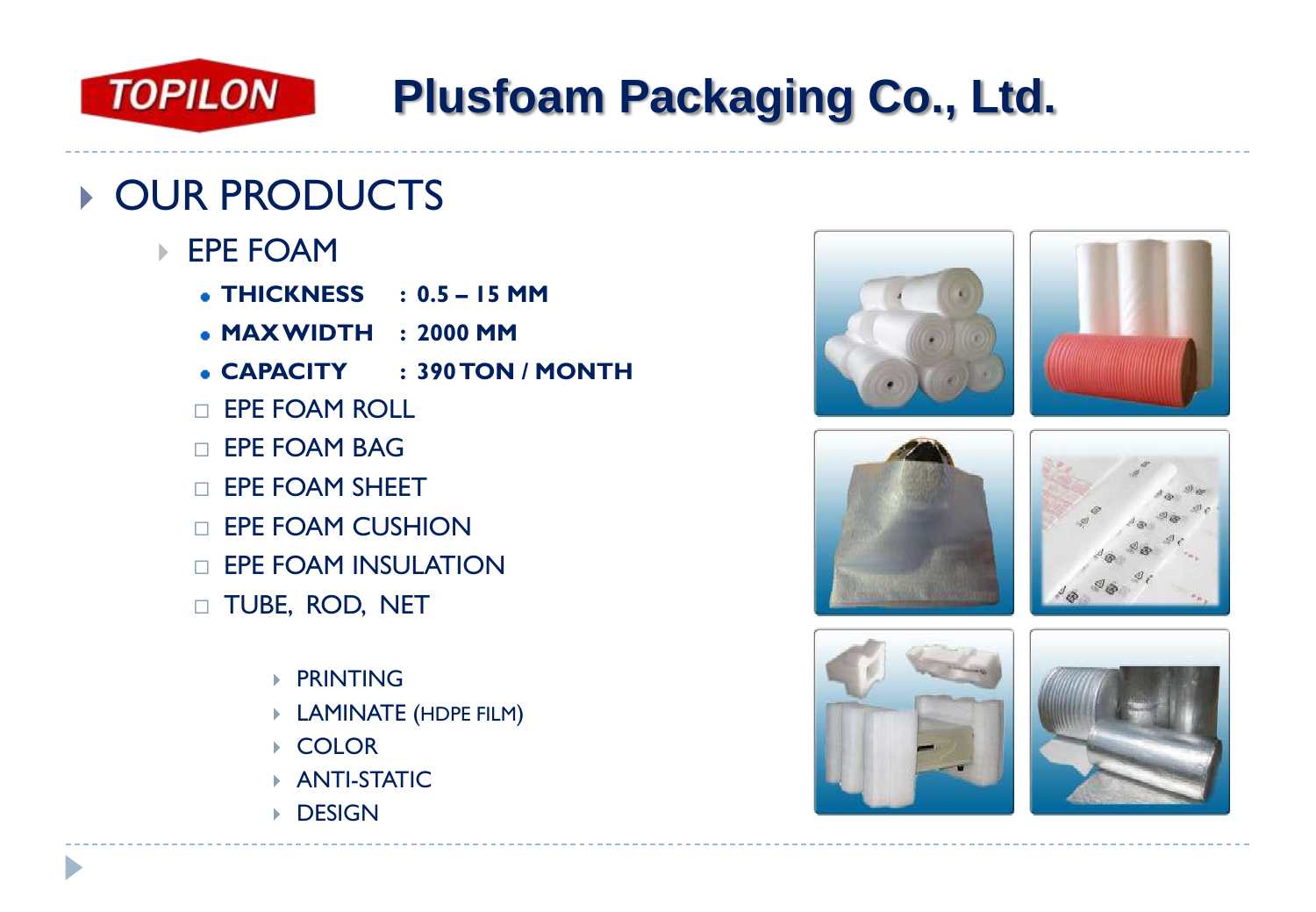TOPILON

# Plusfoam Packaging Co., Ltd.

## OUR PRODUCTS

### EPE FOAM

- **THICKNESS : 0.5 – 15 MM**
- **MAX WIDTH : 2000 MM**
- **CAPACITY : 390 TON / MONTH**

- EPE FOAM ROLL
- EPE FOAM BAG
- EPE FOAM SHEET
- EPE FOAM CUSHION
- EPE FOAM INSULATION
- TUBE, ROD, NET

  - PRINTING
  - LAMINATE (HDPE FILM)
  - COLOR
  - ANTI-STATIC
  - DESIGN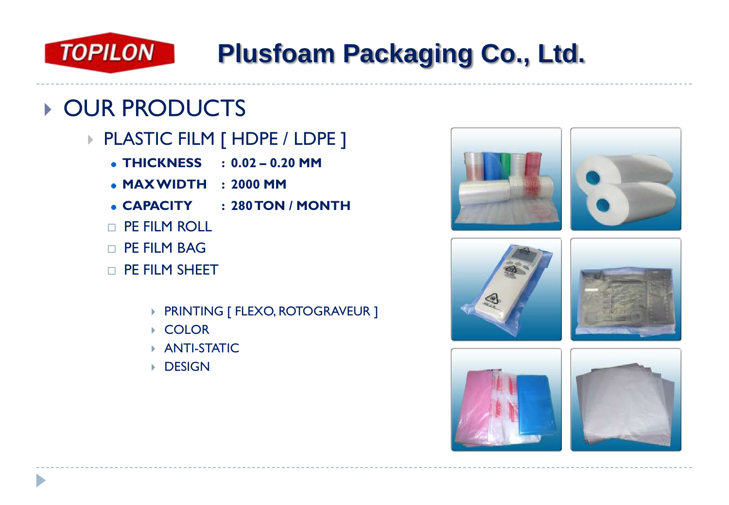# TOPILON Plusfoam Packaging Co., Ltd.

## OUR PRODUCTS

### PLASTIC FILM [ HDPE / LDPE ]

- **THICKNESS : 0.02 – 0.20 MM**
- **MAX WIDTH : 2000 MM**
- **CAPACITY : 280 TON / MONTH**

- PE FILM ROLL
- PE FILM BAG
- PE FILM SHEET

- PRINTING [ FLEXO, ROTOGRAVEUR ]
- COLOR
- ANTI-STATIC
- DESIGN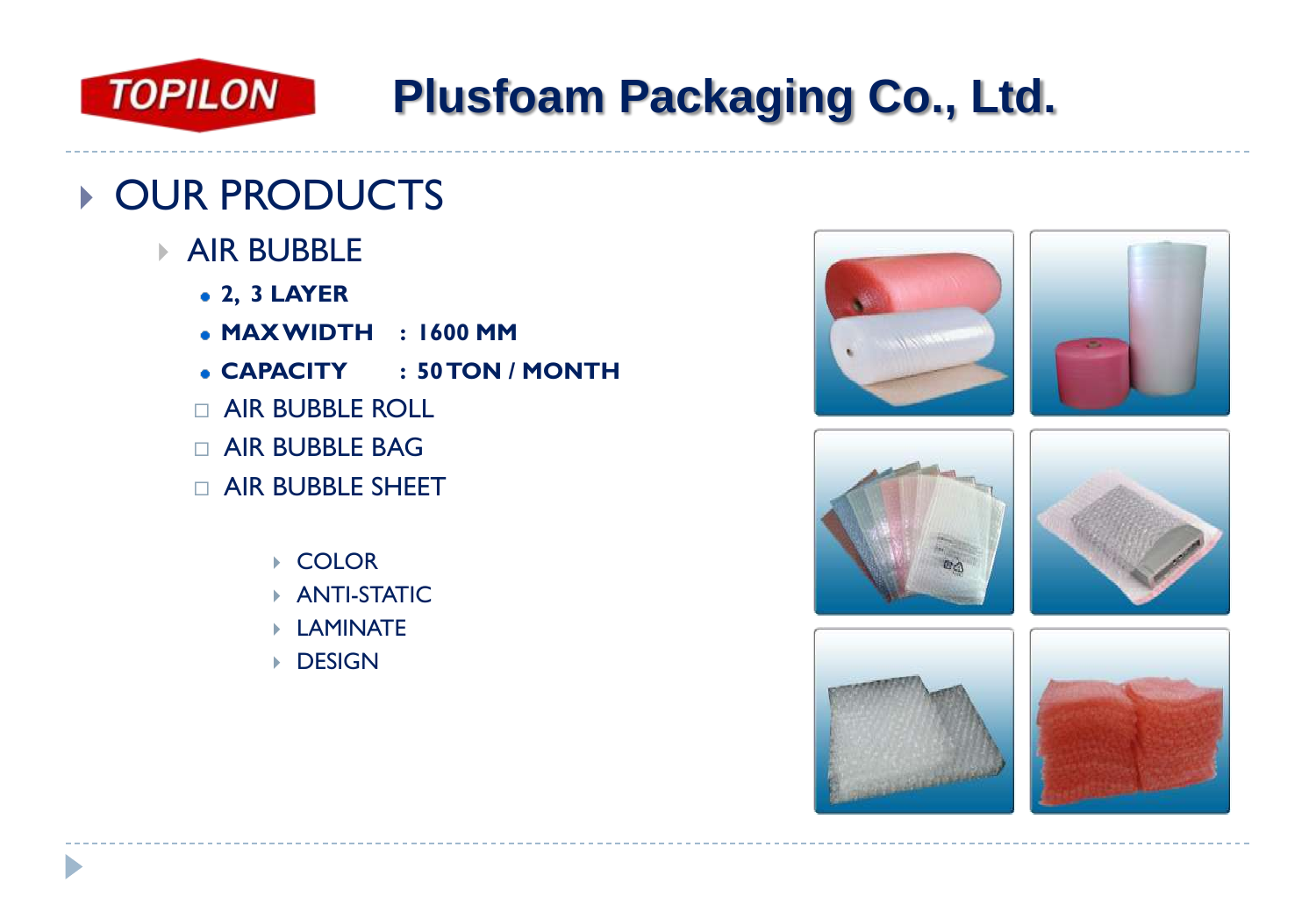# TOPILON Plusfoam Packaging Co., Ltd.

## OUR PRODUCTS

### AIR BUBBLE

- **2, 3 LAYER**
- **MAX WIDTH : 1600 MM**
- **CAPACITY : 50 TON / MONTH**

- AIR BUBBLE ROLL
- AIR BUBBLE BAG
- AIR BUBBLE SHEET

  - COLOR
  - ANTI-STATIC
  - LAMINATE
  - DESIGN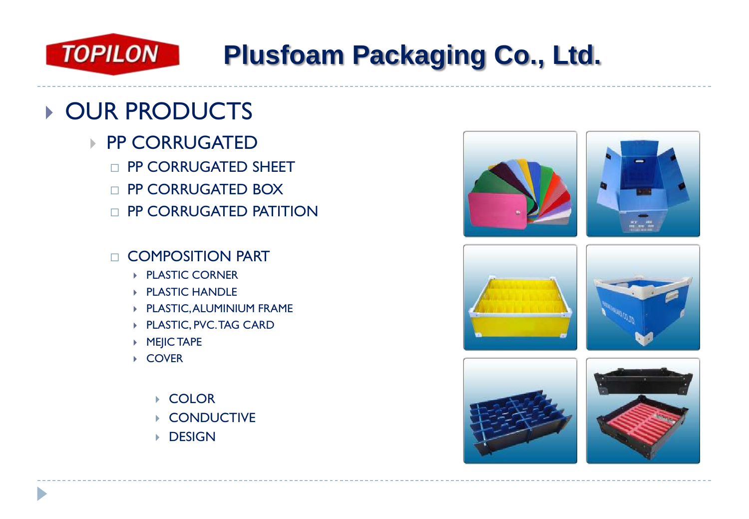# Plusfoam Packaging Co., Ltd.

## OUR PRODUCTS

### PP CORRUGATED

- PP CORRUGATED SHEET
- PP CORRUGATED BOX
- PP CORRUGATED PATITION

- COMPOSITION PART
  - PLASTIC CORNER
  - PLASTIC HANDLE
  - PLASTIC, ALUMINIUM FRAME
  - PLASTIC, PVC. TAG CARD
  - MEJIC TAPE
  - COVER

    - COLOR
    - CONDUCTIVE
    - DESIGN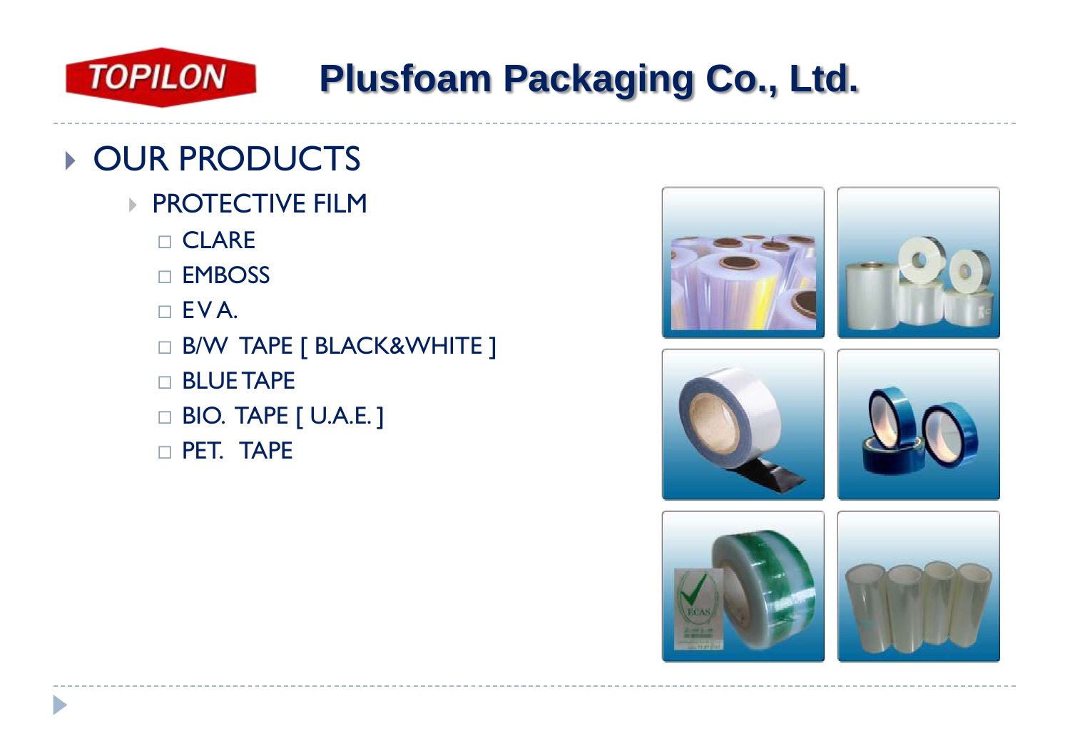# Plusfoam Packaging Co., Ltd.

## OUR PRODUCTS

### PROTECTIVE FILM

- CLARE
- EMBOSS
- EV A.
- B/W TAPE [ BLACK&WHITE ]
- BLUE TAPE
- BIO. TAPE [ U.A.E. ]
- PET. TAPE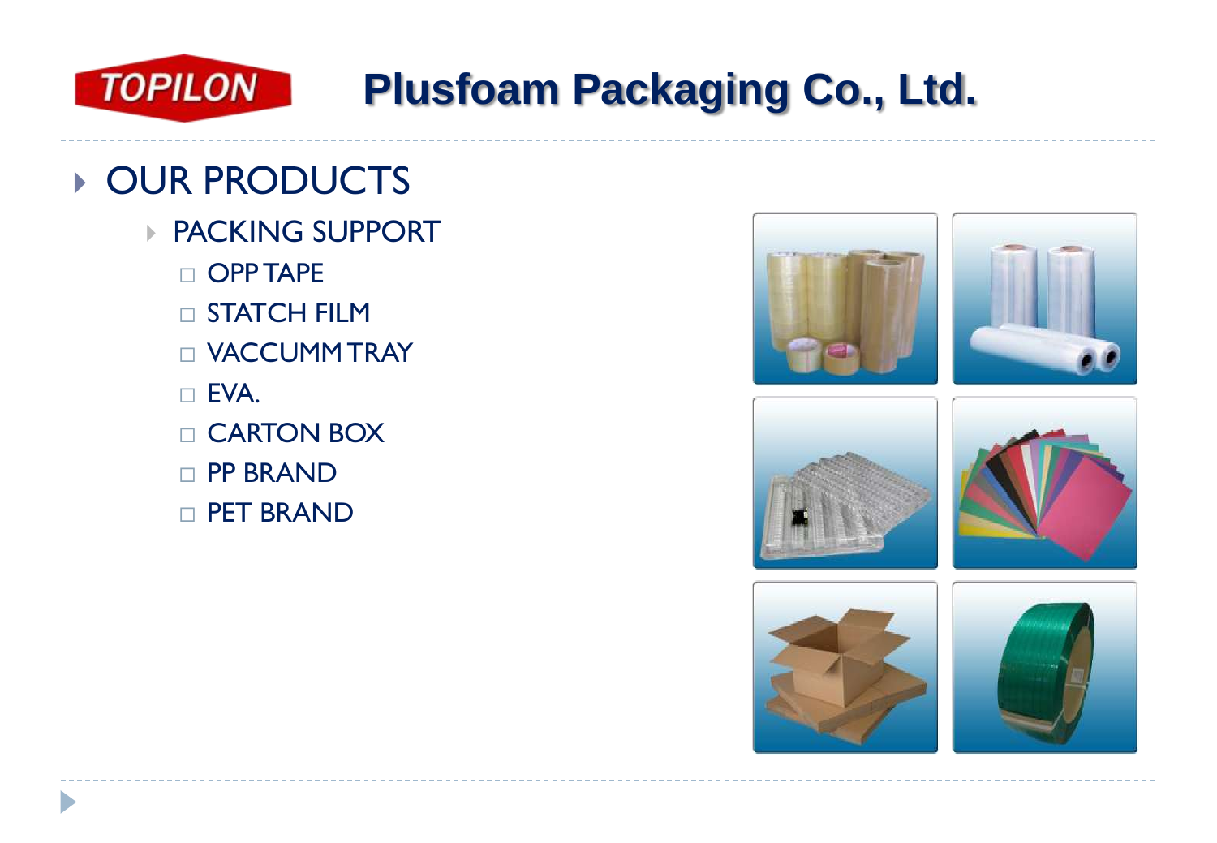TOPILON

# Plusfoam Packaging Co., Ltd.

## OUR PRODUCTS

### PACKING SUPPORT

- OPP TAPE
- STATCH FILM
- VACCUMM TRAY
- EVA.
- CARTON BOX
- PP BRAND
- PET BRAND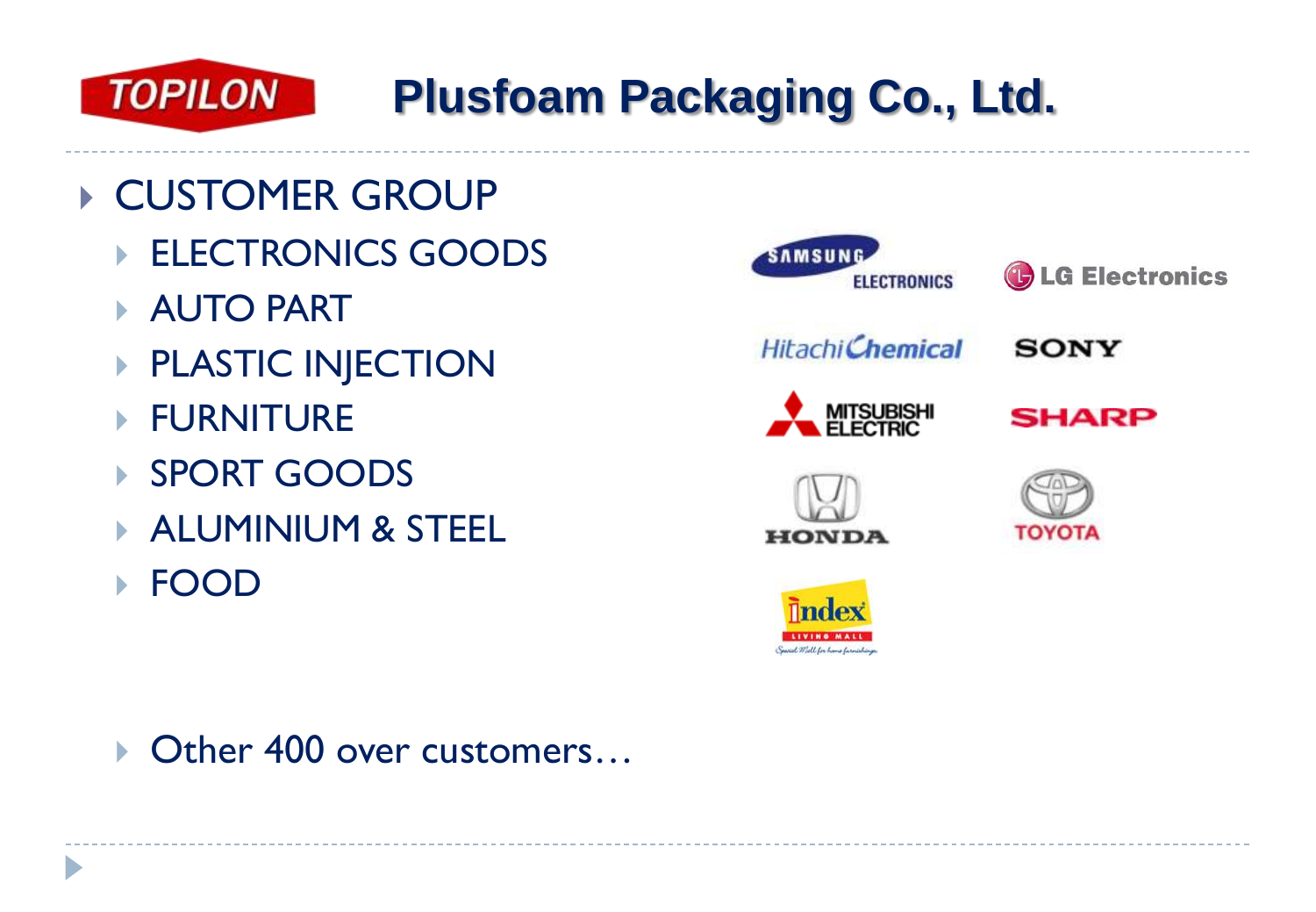# TOPILON Plusfoam Packaging Co., Ltd.

- CUSTOMER GROUP
  - ELECTRONICS GOODS
  - AUTO PART
  - PLASTIC INJECTION
  - FURNITURE
  - SPORT GOODS
  - ALUMINIUM & STEEL
  - FOOD

SAMSUNG ELECTRONICS, LG Electronics, Hitachi Chemical, SONY, MITSUBISHI ELECTRIC, SHARP, HONDA, TOYOTA, Index Living Mall

- Other 400 over customers…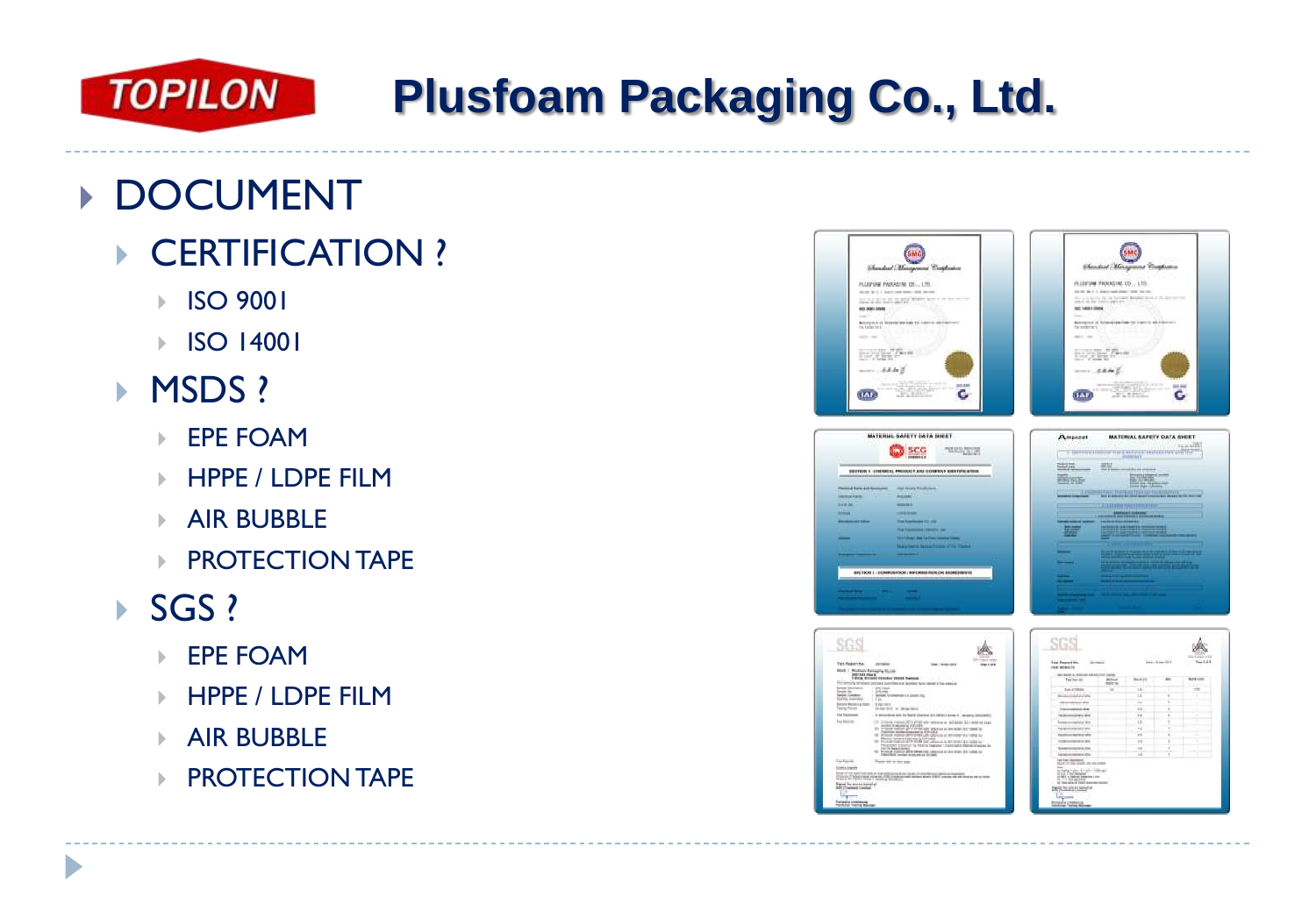# TOPILON Plusfoam Packaging Co., Ltd.

## DOCUMENT

### CERTIFICATION ?

- ISO 9001
- ISO 14001

### MSDS ?

- EPE FOAM
- HPPE / LDPE FILM
- AIR BUBBLE
- PROTECTION TAPE

### SGS ?

- EPE FOAM
- HPPE / LDPE FILM
- AIR BUBBLE
- PROTECTION TAPE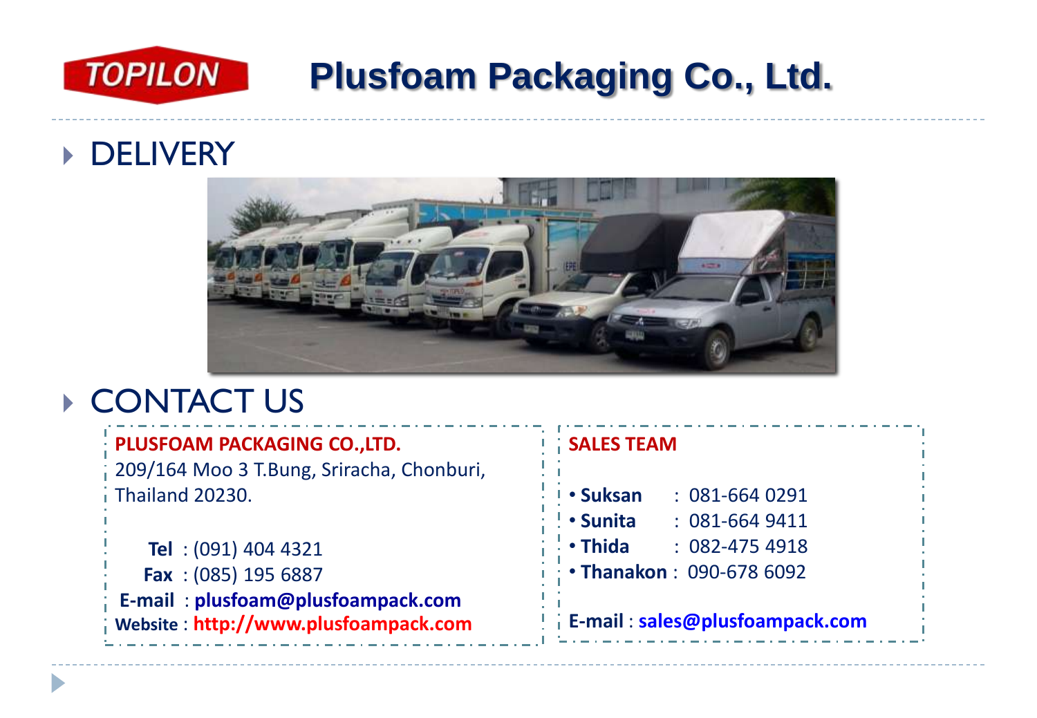TOPILON

# Plusfoam Packaging Co., Ltd.

## DELIVERY

## CONTACT US

**PLUSFOAM PACKAGING CO.,LTD.**
209/164 Moo 3 T.Bung, Sriracha, Chonburi, Thailand 20230.

**Tel** : (091) 404 4321
**Fax** : (085) 195 6887
**E-mail** : **plusfoam@plusfoampack.com**
**Website** : **http://www.plusfoampack.com**

**SALES TEAM**

- **Suksan** : 081-664 0291
- **Sunita** : 081-664 9411
- **Thida** : 082-475 4918
- **Thanakon** : 090-678 6092

**E-mail** : **sales@plusfoampack.com**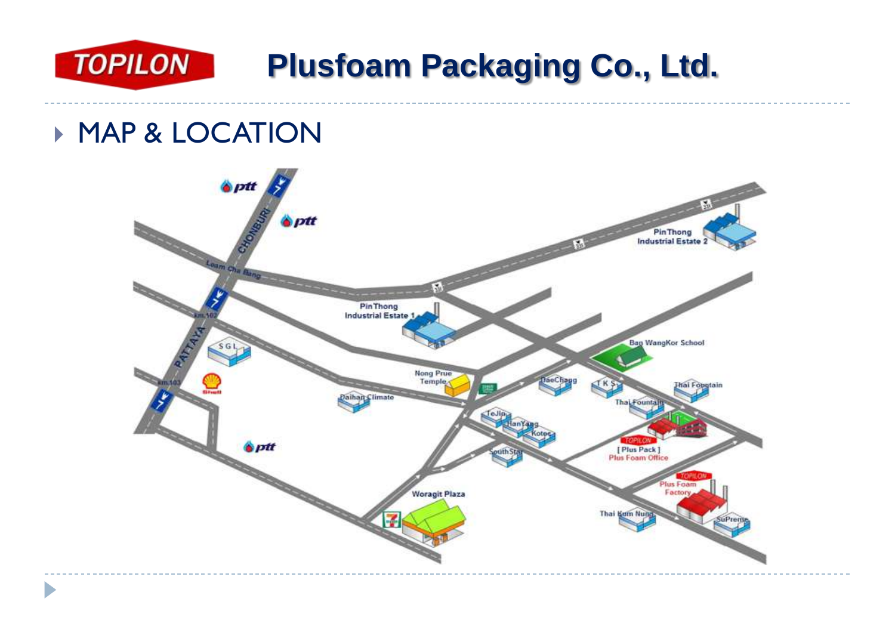# Plusfoam Packaging Co., Ltd.

## MAP & LOCATION

ptt
ptt
CHONBURI
Loam Cha Bang
km.102
PATTAYA
km.103
SGL
Shell
ptt
331
331
331
Pin Thong Industrial Estate 2
Pin Thong Industrial Estate 1
Nong Prue Temple
Daihan Climate
Ban WangKor School
DaeChang
T K S
Thai Fountain
Thai Fountain
TeJin
HanYang
Kotec
South Star
TOPILON
[ Plus Pack ]
Plus Foam Office
TOPILON
Plus Foam Factory
Woragit Plaza
Thai Kum Nung
SuPreme